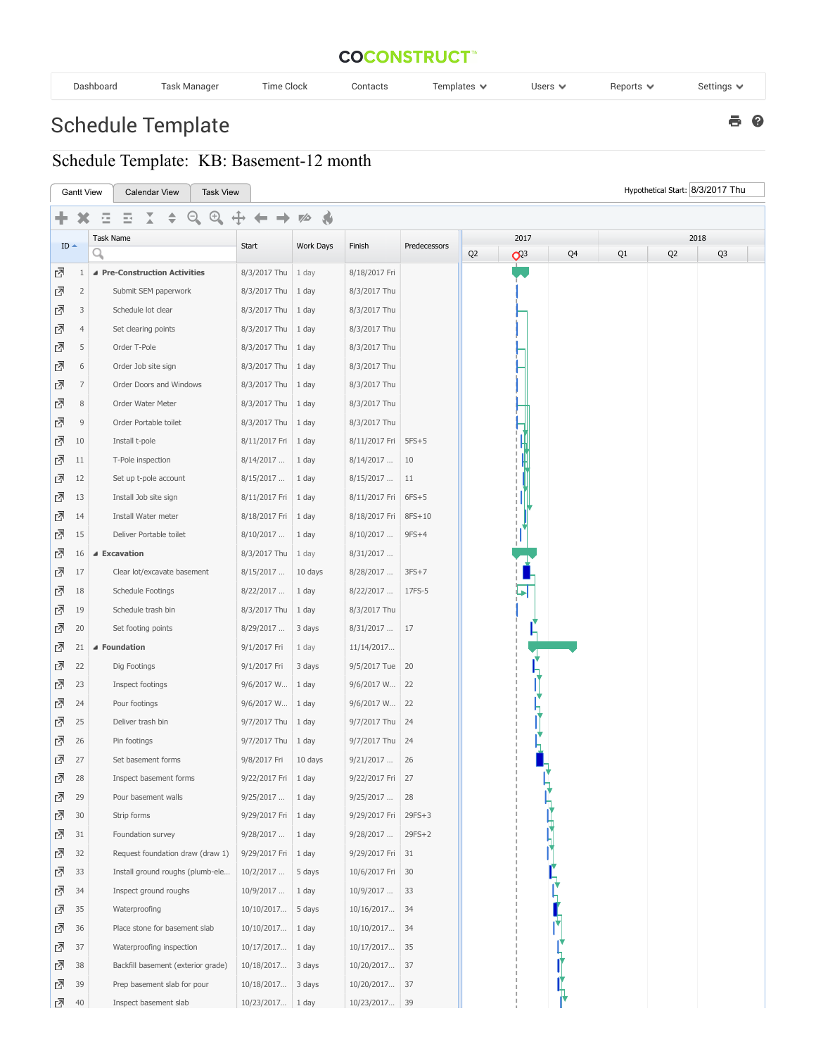COCONSTRUCT™

Dashboard | Task Manager | Time Clock | Contacts | Templates | Users | Reports | Settings

# Schedule Template

## Schedule Template: KB: Basement-12 month

Gantt View | Calendar View | Task View

Hypothetical Start: 8/3/2017 Thu

| ID | Task Name | Start | Work Days | Finish | Predecessors |
|---|---|---|---|---|---|
| 1 | **Pre-Construction Activities** | 8/3/2017 Thu | 1 day | 8/18/2017 Fri | |
| 2 | Submit SEM paperwork | 8/3/2017 Thu | 1 day | 8/3/2017 Thu | |
| 3 | Schedule lot clear | 8/3/2017 Thu | 1 day | 8/3/2017 Thu | |
| 4 | Set clearing points | 8/3/2017 Thu | 1 day | 8/3/2017 Thu | |
| 5 | Order T-Pole | 8/3/2017 Thu | 1 day | 8/3/2017 Thu | |
| 6 | Order Job site sign | 8/3/2017 Thu | 1 day | 8/3/2017 Thu | |
| 7 | Order Doors and Windows | 8/3/2017 Thu | 1 day | 8/3/2017 Thu | |
| 8 | Order Water Meter | 8/3/2017 Thu | 1 day | 8/3/2017 Thu | |
| 9 | Order Portable toilet | 8/3/2017 Thu | 1 day | 8/3/2017 Thu | |
| 10 | Install t-pole | 8/11/2017 Fri | 1 day | 8/11/2017 Fri | 5FS+5 |
| 11 | T-Pole inspection | 8/14/2017 ... | 1 day | 8/14/2017 ... | 10 |
| 12 | Set up t-pole account | 8/15/2017 ... | 1 day | 8/15/2017 ... | 11 |
| 13 | Install Job site sign | 8/11/2017 Fri | 1 day | 8/11/2017 Fri | 6FS+5 |
| 14 | Install Water meter | 8/18/2017 Fri | 1 day | 8/18/2017 Fri | 8FS+10 |
| 15 | Deliver Portable toilet | 8/10/2017 ... | 1 day | 8/10/2017 ... | 9FS+4 |
| 16 | **Excavation** | 8/3/2017 Thu | 1 day | 8/31/2017 ... | |
| 17 | Clear lot/excavate basement | 8/15/2017 ... | 10 days | 8/28/2017 ... | 3FS+7 |
| 18 | Schedule Footings | 8/22/2017 ... | 1 day | 8/22/2017 ... | 17FS-5 |
| 19 | Schedule trash bin | 8/3/2017 Thu | 1 day | 8/3/2017 Thu | |
| 20 | Set footing points | 8/29/2017 ... | 3 days | 8/31/2017 ... | 17 |
| 21 | **Foundation** | 9/1/2017 Fri | 1 day | 11/14/2017... | |
| 22 | Dig Footings | 9/1/2017 Fri | 3 days | 9/5/2017 Tue | 20 |
| 23 | Inspect footings | 9/6/2017 W... | 1 day | 9/6/2017 W... | 22 |
| 24 | Pour footings | 9/6/2017 W... | 1 day | 9/6/2017 W... | 22 |
| 25 | Deliver trash bin | 9/7/2017 Thu | 1 day | 9/7/2017 Thu | 24 |
| 26 | Pin footings | 9/7/2017 Thu | 1 day | 9/7/2017 Thu | 24 |
| 27 | Set basement forms | 9/8/2017 Fri | 10 days | 9/21/2017 ... | 26 |
| 28 | Inspect basement forms | 9/22/2017 Fri | 1 day | 9/22/2017 Fri | 27 |
| 29 | Pour basement walls | 9/25/2017 ... | 1 day | 9/25/2017 ... | 28 |
| 30 | Strip forms | 9/29/2017 Fri | 1 day | 9/29/2017 Fri | 29FS+3 |
| 31 | Foundation survey | 9/28/2017 ... | 1 day | 9/28/2017 ... | 29FS+2 |
| 32 | Request foundation draw (draw 1) | 9/29/2017 Fri | 1 day | 9/29/2017 Fri | 31 |
| 33 | Install ground roughs (plumb-ele... | 10/2/2017 ... | 5 days | 10/6/2017 Fri | 30 |
| 34 | Inspect ground roughs | 10/9/2017 ... | 1 day | 10/9/2017 ... | 33 |
| 35 | Waterproofing | 10/10/2017... | 5 days | 10/16/2017... | 34 |
| 36 | Place stone for basement slab | 10/10/2017... | 1 day | 10/10/2017... | 34 |
| 37 | Waterproofing inspection | 10/17/2017... | 1 day | 10/17/2017... | 35 |
| 38 | Backfill basement (exterior grade) | 10/18/2017... | 3 days | 10/20/2017... | 37 |
| 39 | Prep basement slab for pour | 10/18/2017... | 3 days | 10/20/2017... | 37 |
| 40 | Inspect basement slab | 10/23/2017... | 1 day | 10/23/2017... | 39 |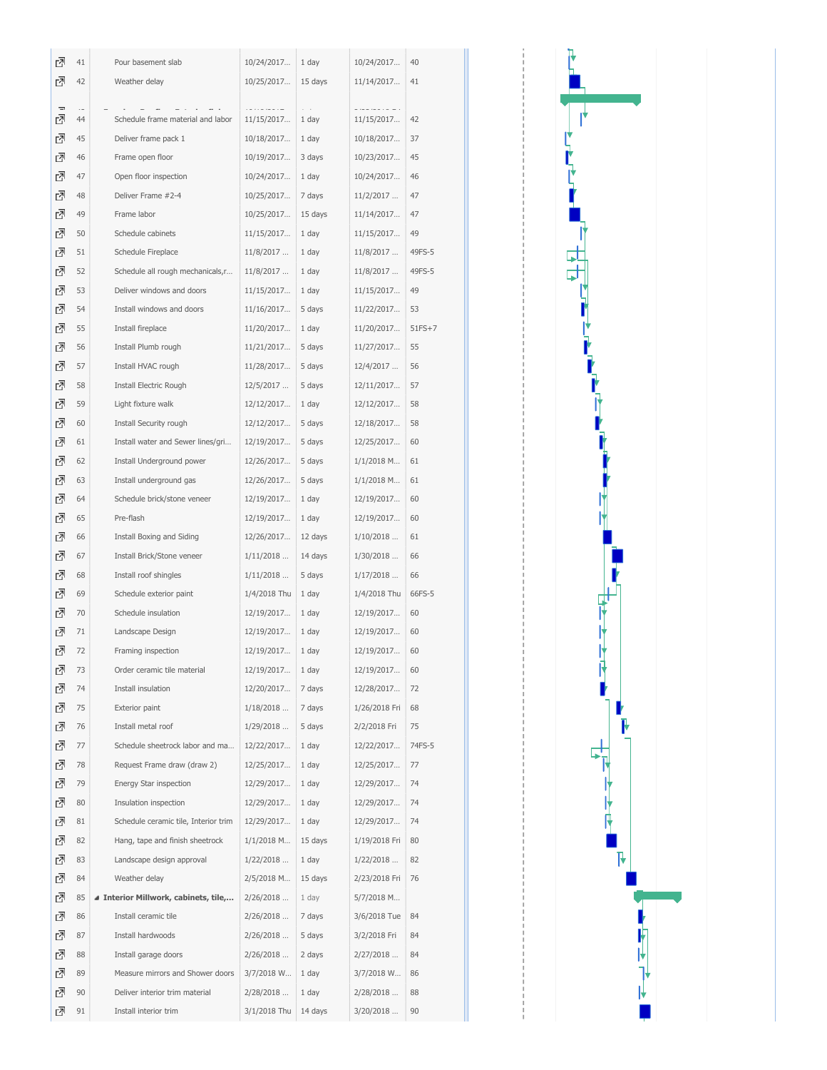| | ID | Task Name | Start | Duration | Finish | Predecessors |
|---|---|---|---|---|---|---|
| | 41 | Pour basement slab | 10/24/2017... | 1 day | 10/24/2017... | 40 |
| | 42 | Weather delay | 10/25/2017... | 15 days | 11/14/2017... | 41 |
| | 44 | Schedule frame material and labor | 11/15/2017... | 1 day | 11/15/2017... | 42 |
| | 45 | Deliver frame pack 1 | 10/18/2017... | 1 day | 10/18/2017... | 37 |
| | 46 | Frame open floor | 10/19/2017... | 3 days | 10/23/2017... | 45 |
| | 47 | Open floor inspection | 10/24/2017... | 1 day | 10/24/2017... | 46 |
| | 48 | Deliver Frame #2-4 | 10/25/2017... | 7 days | 11/2/2017 ... | 47 |
| | 49 | Frame labor | 10/25/2017... | 15 days | 11/14/2017... | 47 |
| | 50 | Schedule cabinets | 11/15/2017... | 1 day | 11/15/2017... | 49 |
| | 51 | Schedule Fireplace | 11/8/2017 ... | 1 day | 11/8/2017 ... | 49FS-5 |
| | 52 | Schedule all rough mechanicals,r... | 11/8/2017 ... | 1 day | 11/8/2017 ... | 49FS-5 |
| | 53 | Deliver windows and doors | 11/15/2017... | 1 day | 11/15/2017... | 49 |
| | 54 | Install windows and doors | 11/16/2017... | 5 days | 11/22/2017... | 53 |
| | 55 | Install fireplace | 11/20/2017... | 1 day | 11/20/2017... | 51FS+7 |
| | 56 | Install Plumb rough | 11/21/2017... | 5 days | 11/27/2017... | 55 |
| | 57 | Install HVAC rough | 11/28/2017... | 5 days | 12/4/2017 ... | 56 |
| | 58 | Install Electric Rough | 12/5/2017 ... | 5 days | 12/11/2017... | 57 |
| | 59 | Light fixture walk | 12/12/2017... | 1 day | 12/12/2017... | 58 |
| | 60 | Install Security rough | 12/12/2017... | 5 days | 12/18/2017... | 58 |
| | 61 | Install water and Sewer lines/gri... | 12/19/2017... | 5 days | 12/25/2017... | 60 |
| | 62 | Install Underground power | 12/26/2017... | 5 days | 1/1/2018 M... | 61 |
| | 63 | Install underground gas | 12/26/2017... | 5 days | 1/1/2018 M... | 61 |
| | 64 | Schedule brick/stone veneer | 12/19/2017... | 1 day | 12/19/2017... | 60 |
| | 65 | Pre-flash | 12/19/2017... | 1 day | 12/19/2017... | 60 |
| | 66 | Install Boxing and Siding | 12/26/2017... | 12 days | 1/10/2018 ... | 61 |
| | 67 | Install Brick/Stone veneer | 1/11/2018 ... | 14 days | 1/30/2018 ... | 66 |
| | 68 | Install roof shingles | 1/11/2018 ... | 5 days | 1/17/2018 ... | 66 |
| | 69 | Schedule exterior paint | 1/4/2018 Thu | 1 day | 1/4/2018 Thu | 66FS-5 |
| | 70 | Schedule insulation | 12/19/2017... | 1 day | 12/19/2017... | 60 |
| | 71 | Landscape Design | 12/19/2017... | 1 day | 12/19/2017... | 60 |
| | 72 | Framing inspection | 12/19/2017... | 1 day | 12/19/2017... | 60 |
| | 73 | Order ceramic tile material | 12/19/2017... | 1 day | 12/19/2017... | 60 |
| | 74 | Install insulation | 12/20/2017... | 7 days | 12/28/2017... | 72 |
| | 75 | Exterior paint | 1/18/2018 ... | 7 days | 1/26/2018 Fri | 68 |
| | 76 | Install metal roof | 1/29/2018 ... | 5 days | 2/2/2018 Fri | 75 |
| | 77 | Schedule sheetrock labor and ma... | 12/22/2017... | 1 day | 12/22/2017... | 74FS-5 |
| | 78 | Request Frame draw (draw 2) | 12/25/2017... | 1 day | 12/25/2017... | 77 |
| | 79 | Energy Star inspection | 12/29/2017... | 1 day | 12/29/2017... | 74 |
| | 80 | Insulation inspection | 12/29/2017... | 1 day | 12/29/2017... | 74 |
| | 81 | Schedule ceramic tile, Interior trim | 12/29/2017... | 1 day | 12/29/2017... | 74 |
| | 82 | Hang, tape and finish sheetrock | 1/1/2018 M... | 15 days | 1/19/2018 Fri | 80 |
| | 83 | Landscape design approval | 1/22/2018 ... | 1 day | 1/22/2018 ... | 82 |
| | 84 | Weather delay | 2/5/2018 M... | 15 days | 2/23/2018 Fri | 76 |
| | 85 | **Interior Millwork, cabinets, tile,...** | 2/26/2018 ... | 1 day | 5/7/2018 M... | |
| | 86 | Install ceramic tile | 2/26/2018 ... | 7 days | 3/6/2018 Tue | 84 |
| | 87 | Install hardwoods | 2/26/2018 ... | 5 days | 3/2/2018 Fri | 84 |
| | 88 | Install garage doors | 2/26/2018 ... | 2 days | 2/27/2018 ... | 84 |
| | 89 | Measure mirrors and Shower doors | 3/7/2018 W... | 1 day | 3/7/2018 W... | 86 |
| | 90 | Deliver interior trim material | 2/28/2018 ... | 1 day | 2/28/2018 ... | 88 |
| | 91 | Install interior trim | 3/1/2018 Thu | 14 days | 3/20/2018 ... | 90 |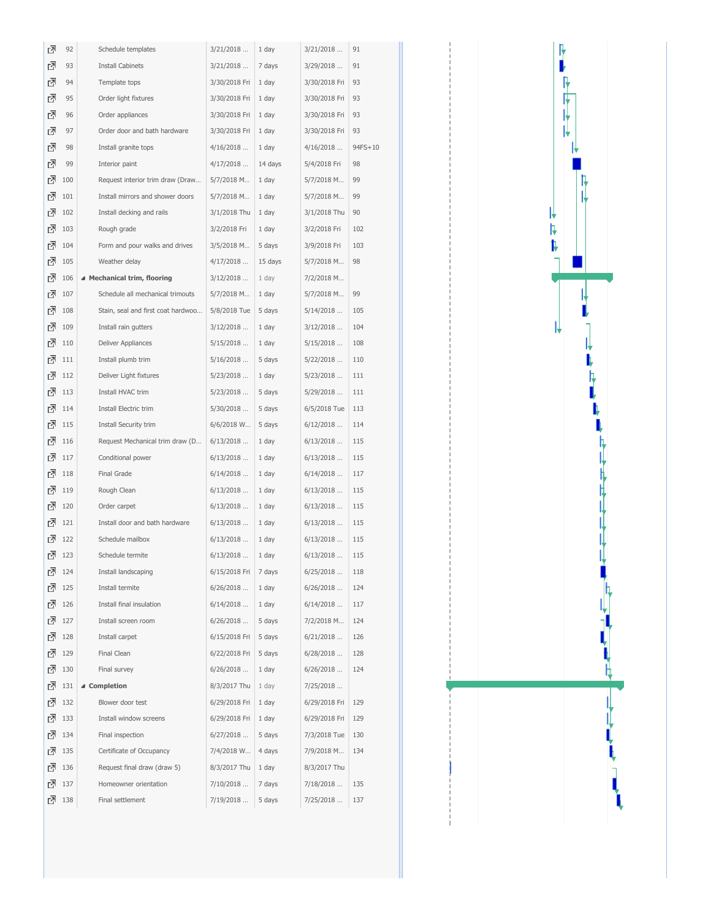| ID | Task Name | Start | Duration | Finish | Predecessors |
|---|---|---|---|---|---|
| 92 | Schedule templates | 3/21/2018 ... | 1 day | 3/21/2018 ... | 91 |
| 93 | Install Cabinets | 3/21/2018 ... | 7 days | 3/29/2018 ... | 91 |
| 94 | Template tops | 3/30/2018 Fri | 1 day | 3/30/2018 Fri | 93 |
| 95 | Order light fixtures | 3/30/2018 Fri | 1 day | 3/30/2018 Fri | 93 |
| 96 | Order appliances | 3/30/2018 Fri | 1 day | 3/30/2018 Fri | 93 |
| 97 | Order door and bath hardware | 3/30/2018 Fri | 1 day | 3/30/2018 Fri | 93 |
| 98 | Install granite tops | 4/16/2018 ... | 1 day | 4/16/2018 ... | 94FS+10 |
| 99 | Interior paint | 4/17/2018 ... | 14 days | 5/4/2018 Fri | 98 |
| 100 | Request interior trim draw (Draw... | 5/7/2018 M... | 1 day | 5/7/2018 M... | 99 |
| 101 | Install mirrors and shower doors | 5/7/2018 M... | 1 day | 5/7/2018 M... | 99 |
| 102 | Install decking and rails | 3/1/2018 Thu | 1 day | 3/1/2018 Thu | 90 |
| 103 | Rough grade | 3/2/2018 Fri | 1 day | 3/2/2018 Fri | 102 |
| 104 | Form and pour walks and drives | 3/5/2018 M... | 5 days | 3/9/2018 Fri | 103 |
| 105 | Weather delay | 4/17/2018 ... | 15 days | 5/7/2018 M... | 98 |
| 106 | **Mechanical trim, flooring** | 3/12/2018 ... | 1 day | 7/2/2018 M... | |
| 107 | Schedule all mechanical trimouts | 5/7/2018 M... | 1 day | 5/7/2018 M... | 99 |
| 108 | Stain, seal and first coat hardwoo... | 5/8/2018 Tue | 5 days | 5/14/2018 ... | 105 |
| 109 | Install rain gutters | 3/12/2018 ... | 1 day | 3/12/2018 ... | 104 |
| 110 | Deliver Appliances | 5/15/2018 ... | 1 day | 5/15/2018 ... | 108 |
| 111 | Install plumb trim | 5/16/2018 ... | 5 days | 5/22/2018 ... | 110 |
| 112 | Deliver Light fixtures | 5/23/2018 ... | 1 day | 5/23/2018 ... | 111 |
| 113 | Install HVAC trim | 5/23/2018 ... | 5 days | 5/29/2018 ... | 111 |
| 114 | Install Electric trim | 5/30/2018 ... | 5 days | 6/5/2018 Tue | 113 |
| 115 | Install Security trim | 6/6/2018 W... | 5 days | 6/12/2018 ... | 114 |
| 116 | Request Mechanical trim draw (D... | 6/13/2018 ... | 1 day | 6/13/2018 ... | 115 |
| 117 | Conditional power | 6/13/2018 ... | 1 day | 6/13/2018 ... | 115 |
| 118 | Final Grade | 6/14/2018 ... | 1 day | 6/14/2018 ... | 117 |
| 119 | Rough Clean | 6/13/2018 ... | 1 day | 6/13/2018 ... | 115 |
| 120 | Order carpet | 6/13/2018 ... | 1 day | 6/13/2018 ... | 115 |
| 121 | Install door and bath hardware | 6/13/2018 ... | 1 day | 6/13/2018 ... | 115 |
| 122 | Schedule mailbox | 6/13/2018 ... | 1 day | 6/13/2018 ... | 115 |
| 123 | Schedule termite | 6/13/2018 ... | 1 day | 6/13/2018 ... | 115 |
| 124 | Install landscaping | 6/15/2018 Fri | 7 days | 6/25/2018 ... | 118 |
| 125 | Install termite | 6/26/2018 ... | 1 day | 6/26/2018 ... | 124 |
| 126 | Install final insulation | 6/14/2018 ... | 1 day | 6/14/2018 ... | 117 |
| 127 | Install screen room | 6/26/2018 ... | 5 days | 7/2/2018 M... | 124 |
| 128 | Install carpet | 6/15/2018 Fri | 5 days | 6/21/2018 ... | 126 |
| 129 | Final Clean | 6/22/2018 Fri | 5 days | 6/28/2018 ... | 128 |
| 130 | Final survey | 6/26/2018 ... | 1 day | 6/26/2018 ... | 124 |
| 131 | **Completion** | 8/3/2017 Thu | 1 day | 7/25/2018 ... | |
| 132 | Blower door test | 6/29/2018 Fri | 1 day | 6/29/2018 Fri | 129 |
| 133 | Install window screens | 6/29/2018 Fri | 1 day | 6/29/2018 Fri | 129 |
| 134 | Final inspection | 6/27/2018 ... | 5 days | 7/3/2018 Tue | 130 |
| 135 | Certificate of Occupancy | 7/4/2018 W... | 4 days | 7/9/2018 M... | 134 |
| 136 | Request final draw (draw 5) | 8/3/2017 Thu | 1 day | 8/3/2017 Thu | |
| 137 | Homeowner orientation | 7/10/2018 ... | 7 days | 7/18/2018 ... | 135 |
| 138 | Final settlement | 7/19/2018 ... | 5 days | 7/25/2018 ... | 137 |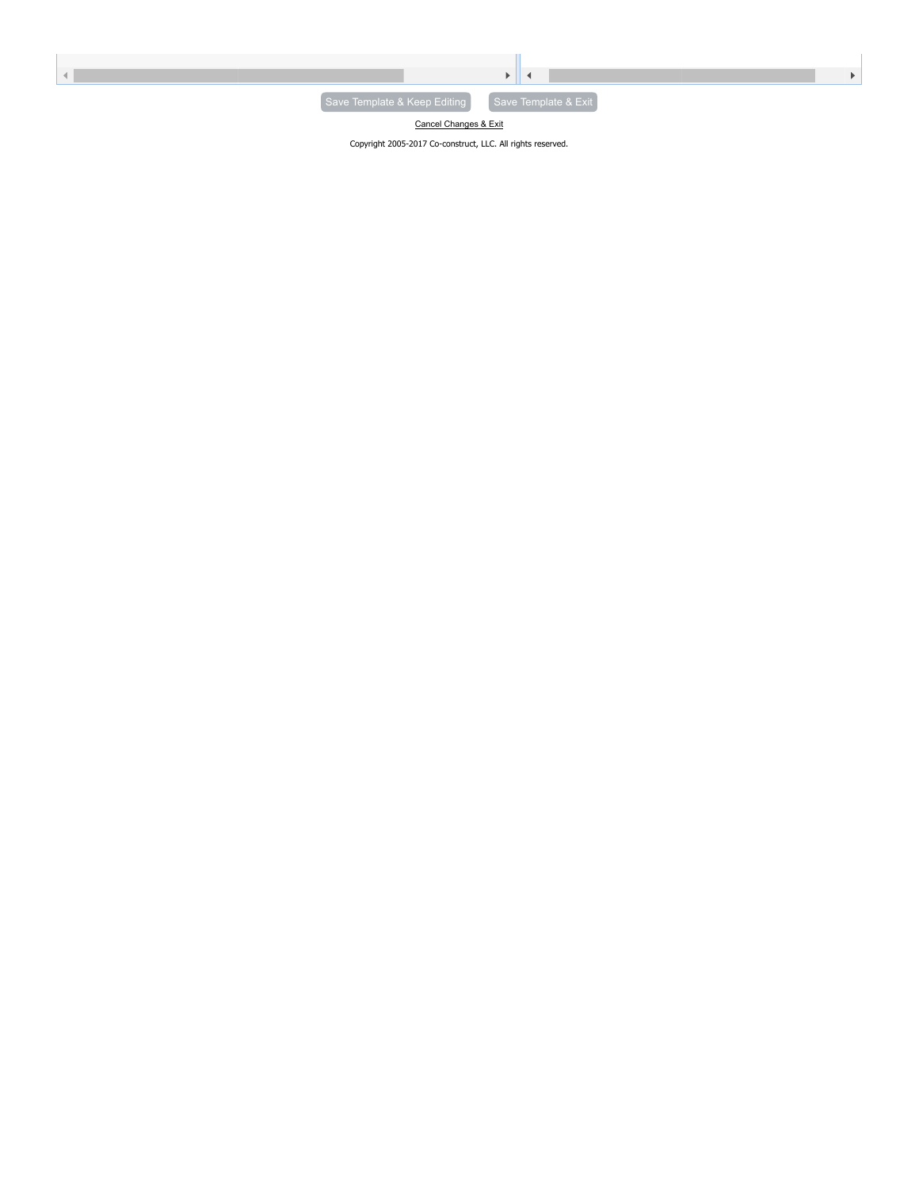Save Template & Keep Editing Save Template & Exit

Cancel Changes & Exit

Copyright 2005-2017 Co-construct, LLC. All rights reserved.